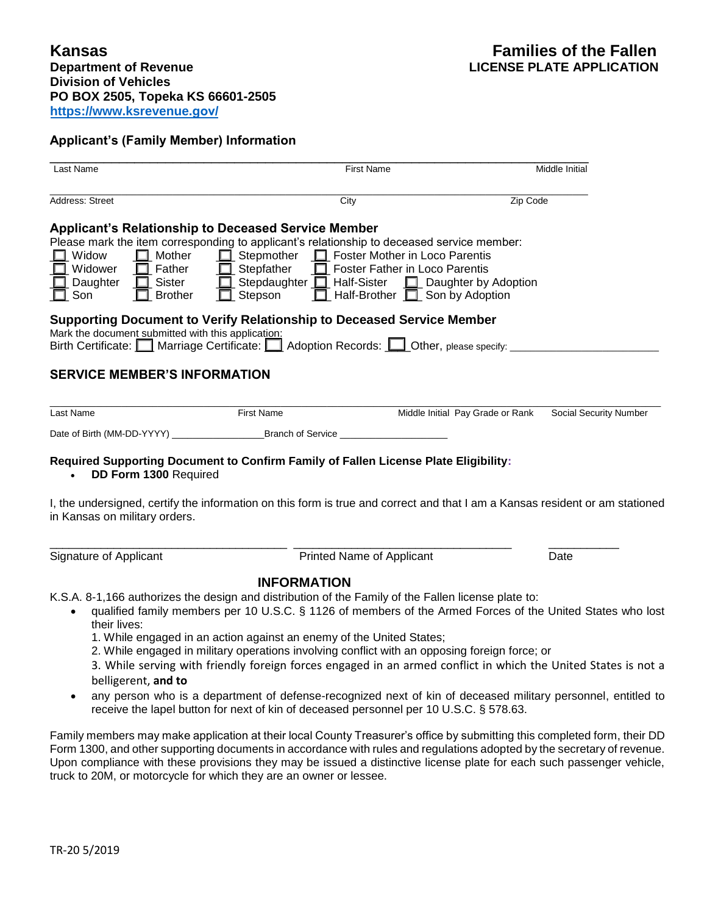**Kansas**
**Department of Revenue**
**Division of Vehicles**
**PO BOX 2505, Topeka KS 66601-2505**
**https://www.ksrevenue.gov/**

# Families of the Fallen
## LICENSE PLATE APPLICATION

### Applicant's (Family Member) Information

| Last Name | First Name | Middle Initial |
|---|---|---|
| | | |

| Address: Street | City | Zip Code |
|---|---|---|
| | | |

### Applicant's Relationship to Deceased Service Member

Please mark the item corresponding to applicant's relationship to deceased service member:

| | | | | |
|---|---|---|---|---|
| ☐ Widow | ☐ Mother | ☐ Stepmother | ☐ Foster Mother in Loco Parentis | |
| ☐ Widower | ☐ Father | ☐ Stepfather | ☐ Foster Father in Loco Parentis | |
| ☐ Daughter | ☐ Sister | ☐ Stepdaughter | ☐ Half-Sister | ☐ Daughter by Adoption |
| ☐ Son | ☐ Brother | ☐ Stepson | ☐ Half-Brother | ☐ Son by Adoption |

### Supporting Document to Verify Relationship to Deceased Service Member

Mark the document submitted with this application:
Birth Certificate: ☐ Marriage Certificate: ☐ Adoption Records: ☐ Other, please specify: ______________________

### SERVICE MEMBER'S INFORMATION

| Last Name | First Name | Middle Initial | Pay Grade or Rank | Social Security Number |
|---|---|---|---|---|
| | | | | |

Date of Birth (MM-DD-YYYY) ________________ Branch of Service ___________________

**Required Supporting Document to Confirm Family of Fallen License Plate Eligibility:**

- **DD Form 1300** Required

I, the undersigned, certify the information on this form is true and correct and that I am a Kansas resident or am stationed in Kansas on military orders.

| Signature of Applicant | Printed Name of Applicant | Date |
|---|---|---|
| | | |

### INFORMATION

K.S.A. 8-1,166 authorizes the design and distribution of the Family of the Fallen license plate to:

- qualified family members per 10 U.S.C. § 1126 of members of the Armed Forces of the United States who lost their lives:
  1. While engaged in an action against an enemy of the United States;
  2. While engaged in military operations involving conflict with an opposing foreign force; or
  3. While serving with friendly foreign forces engaged in an armed conflict in which the United States is not a belligerent, **and to**
- any person who is a department of defense-recognized next of kin of deceased military personnel, entitled to receive the lapel button for next of kin of deceased personnel per 10 U.S.C. § 578.63.

Family members may make application at their local County Treasurer's office by submitting this completed form, their DD Form 1300, and other supporting documents in accordance with rules and regulations adopted by the secretary of revenue. Upon compliance with these provisions they may be issued a distinctive license plate for each such passenger vehicle, truck to 20M, or motorcycle for which they are an owner or lessee.

TR-20 5/2019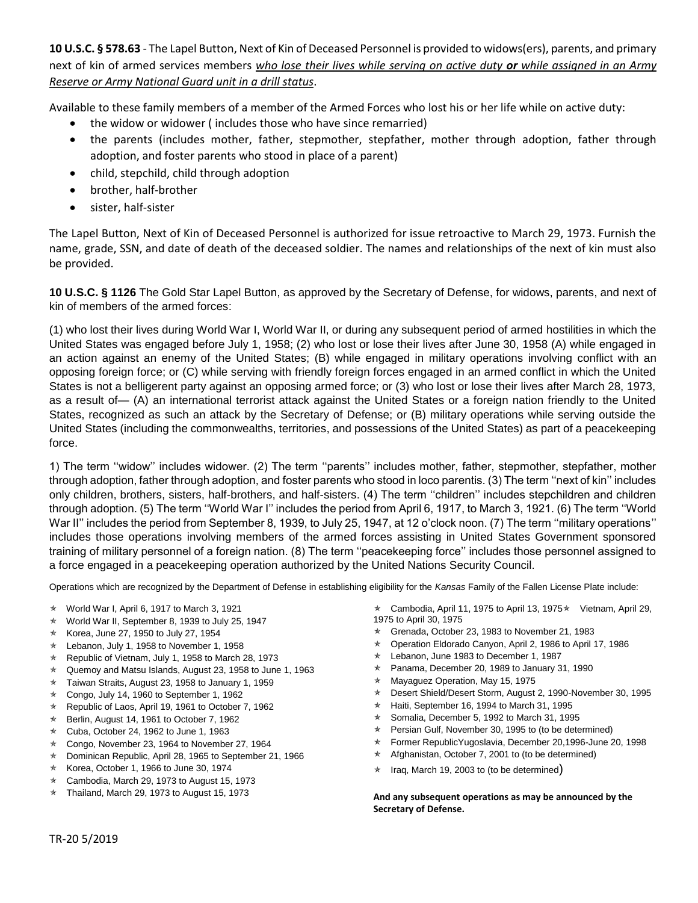**10 U.S.C. § 578.63** - The Lapel Button, Next of Kin of Deceased Personnel is provided to widows(ers), parents, and primary next of kin of armed services members ***who lose their lives while serving on active duty or while assigned in an Army Reserve or Army National Guard unit in a drill status***.

Available to these family members of a member of the Armed Forces who lost his or her life while on active duty:

- the widow or widower ( includes those who have since remarried)
- the parents (includes mother, father, stepmother, stepfather, mother through adoption, father through adoption, and foster parents who stood in place of a parent)
- child, stepchild, child through adoption
- brother, half-brother
- sister, half-sister

The Lapel Button, Next of Kin of Deceased Personnel is authorized for issue retroactive to March 29, 1973. Furnish the name, grade, SSN, and date of death of the deceased soldier. The names and relationships of the next of kin must also be provided.

**10 U.S.C. § 1126** The Gold Star Lapel Button, as approved by the Secretary of Defense, for widows, parents, and next of kin of members of the armed forces:

(1) who lost their lives during World War I, World War II, or during any subsequent period of armed hostilities in which the United States was engaged before July 1, 1958; (2) who lost or lose their lives after June 30, 1958 (A) while engaged in an action against an enemy of the United States; (B) while engaged in military operations involving conflict with an opposing foreign force; or (C) while serving with friendly foreign forces engaged in an armed conflict in which the United States is not a belligerent party against an opposing armed force; or (3) who lost or lose their lives after March 28, 1973, as a result of— (A) an international terrorist attack against the United States or a foreign nation friendly to the United States, recognized as such an attack by the Secretary of Defense; or (B) military operations while serving outside the United States (including the commonwealths, territories, and possessions of the United States) as part of a peacekeeping force.

1) The term ''widow'' includes widower. (2) The term ''parents'' includes mother, father, stepmother, stepfather, mother through adoption, father through adoption, and foster parents who stood in loco parentis. (3) The term ''next of kin'' includes only children, brothers, sisters, half-brothers, and half-sisters. (4) The term ''children'' includes stepchildren and children through adoption. (5) The term ''World War I'' includes the period from April 6, 1917, to March 3, 1921. (6) The term ''World War II'' includes the period from September 8, 1939, to July 25, 1947, at 12 o'clock noon. (7) The term ''military operations'' includes those operations involving members of the armed forces assisting in United States Government sponsored training of military personnel of a foreign nation. (8) The term ''peacekeeping force'' includes those personnel assigned to a force engaged in a peacekeeping operation authorized by the United Nations Security Council.

Operations which are recognized by the Department of Defense in establishing eligibility for the *Kansas* Family of the Fallen License Plate include:

- World War I, April 6, 1917 to March 3, 1921
- World War II, September 8, 1939 to July 25, 1947
- Korea, June 27, 1950 to July 27, 1954
- Lebanon, July 1, 1958 to November 1, 1958
- Republic of Vietnam, July 1, 1958 to March 28, 1973
- Quemoy and Matsu Islands, August 23, 1958 to June 1, 1963
- Taiwan Straits, August 23, 1958 to January 1, 1959
- Congo, July 14, 1960 to September 1, 1962
- Republic of Laos, April 19, 1961 to October 7, 1962
- Berlin, August 14, 1961 to October 7, 1962
- Cuba, October 24, 1962 to June 1, 1963
- Congo, November 23, 1964 to November 27, 1964
- Dominican Republic, April 28, 1965 to September 21, 1966
- Korea, October 1, 1966 to June 30, 1974
- Cambodia, March 29, 1973 to August 15, 1973
- Thailand, March 29, 1973 to August 15, 1973
- Cambodia, April 11, 1975 to April 13, 1975
- Vietnam, April 29, 1975 to April 30, 1975
- Grenada, October 23, 1983 to November 21, 1983
- Operation Eldorado Canyon, April 2, 1986 to April 17, 1986
- Lebanon, June 1983 to December 1, 1987
- Panama, December 20, 1989 to January 31, 1990
- Mayaguez Operation, May 15, 1975
- Desert Shield/Desert Storm, August 2, 1990-November 30, 1995
- Haiti, September 16, 1994 to March 31, 1995
- Somalia, December 5, 1992 to March 31, 1995
- Persian Gulf, November 30, 1995 to (to be determined)
- Former RepublicYugoslavia, December 20,1996-June 20, 1998
- Afghanistan, October 7, 2001 to (to be determined)
- Iraq, March 19, 2003 to (to be determined)

**And any subsequent operations as may be announced by the Secretary of Defense.**

TR-20 5/2019